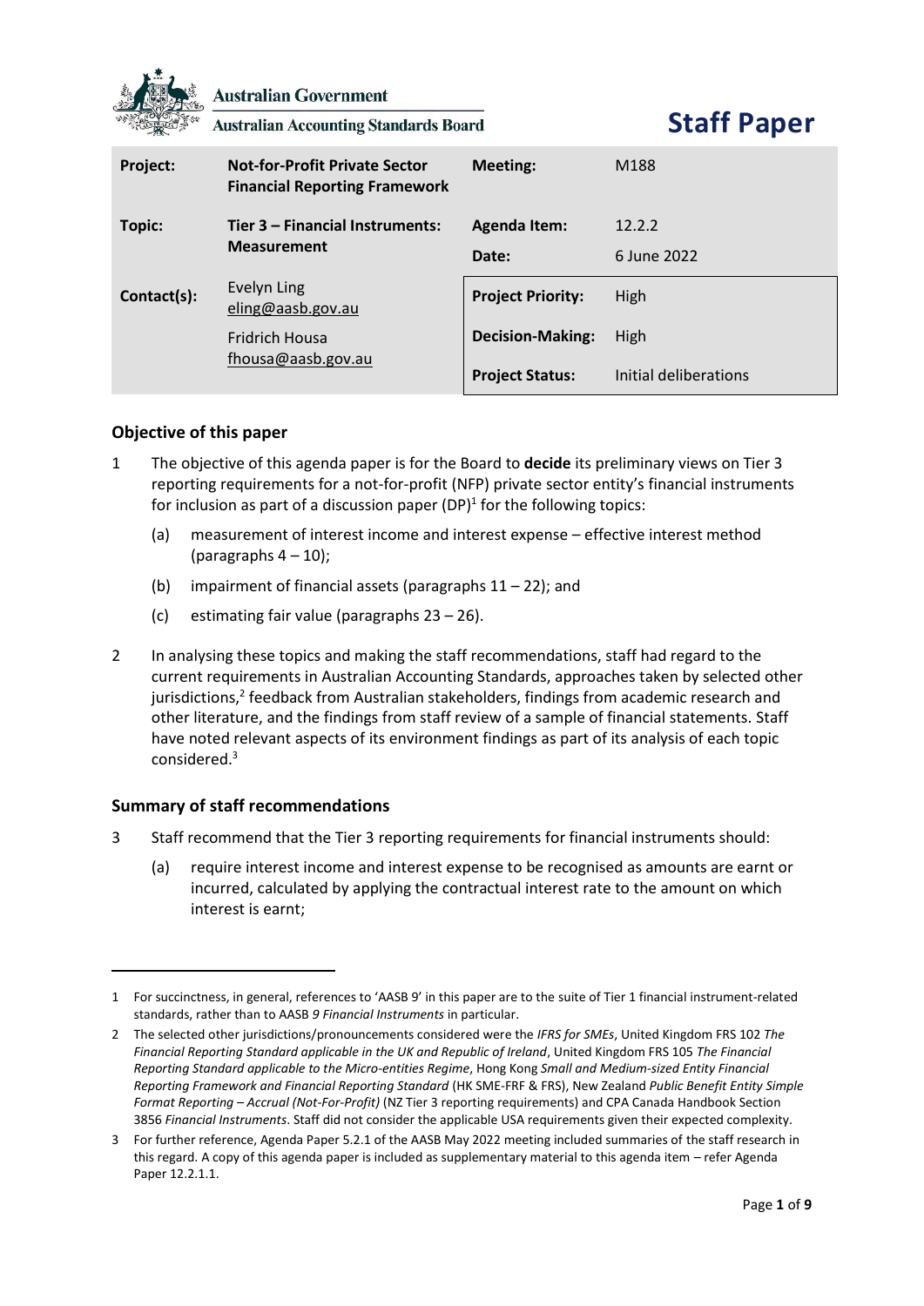Australian Government

Australian Accounting Standards Board

# Staff Paper

| | | | |
|---|---|---|---|
| **Project:** | **Not-for-Profit Private Sector Financial Reporting Framework** | **Meeting:** | M188 |
| **Topic:** | **Tier 3 – Financial Instruments: Measurement** | **Agenda Item:** | 12.2.2 |
| | | **Date:** | 6 June 2022 |
| **Contact(s):** | Evelyn Ling eling@aasb.gov.au | **Project Priority:** | High |
| | Fridrich Housa fhousa@aasb.gov.au | **Decision-Making:** | High |
| | | **Project Status:** | Initial deliberations |

## Objective of this paper

1 The objective of this agenda paper is for the Board to **decide** its preliminary views on Tier 3 reporting requirements for a not-for-profit (NFP) private sector entity's financial instruments for inclusion as part of a discussion paper (DP)[1] for the following topics:

(a) measurement of interest income and interest expense – effective interest method (paragraphs 4 – 10);

(b) impairment of financial assets (paragraphs 11 – 22); and

(c) estimating fair value (paragraphs 23 – 26).

2 In analysing these topics and making the staff recommendations, staff had regard to the current requirements in Australian Accounting Standards, approaches taken by selected other jurisdictions,[2] feedback from Australian stakeholders, findings from academic research and other literature, and the findings from staff review of a sample of financial statements. Staff have noted relevant aspects of its environment findings as part of its analysis of each topic considered.[3]

## Summary of staff recommendations

3 Staff recommend that the Tier 3 reporting requirements for financial instruments should:

(a) require interest income and interest expense to be recognised as amounts are earnt or incurred, calculated by applying the contractual interest rate to the amount on which interest is earnt;

---

1 For succinctness, in general, references to 'AASB 9' in this paper are to the suite of Tier 1 financial instrument-related standards, rather than to AASB *9 Financial Instruments* in particular.

2 The selected other jurisdictions/pronouncements considered were the *IFRS for SMEs*, United Kingdom FRS 102 *The Financial Reporting Standard applicable in the UK and Republic of Ireland*, United Kingdom FRS 105 *The Financial Reporting Standard applicable to the Micro-entities Regime*, Hong Kong *Small and Medium-sized Entity Financial Reporting Framework and Financial Reporting Standard* (HK SME-FRF & FRS), New Zealand *Public Benefit Entity Simple Format Reporting – Accrual (Not-For-Profit)* (NZ Tier 3 reporting requirements) and CPA Canada Handbook Section 3856 *Financial Instruments*. Staff did not consider the applicable USA requirements given their expected complexity.

3 For further reference, Agenda Paper 5.2.1 of the AASB May 2022 meeting included summaries of the staff research in this regard. A copy of this agenda paper is included as supplementary material to this agenda item – refer Agenda Paper 12.2.1.1.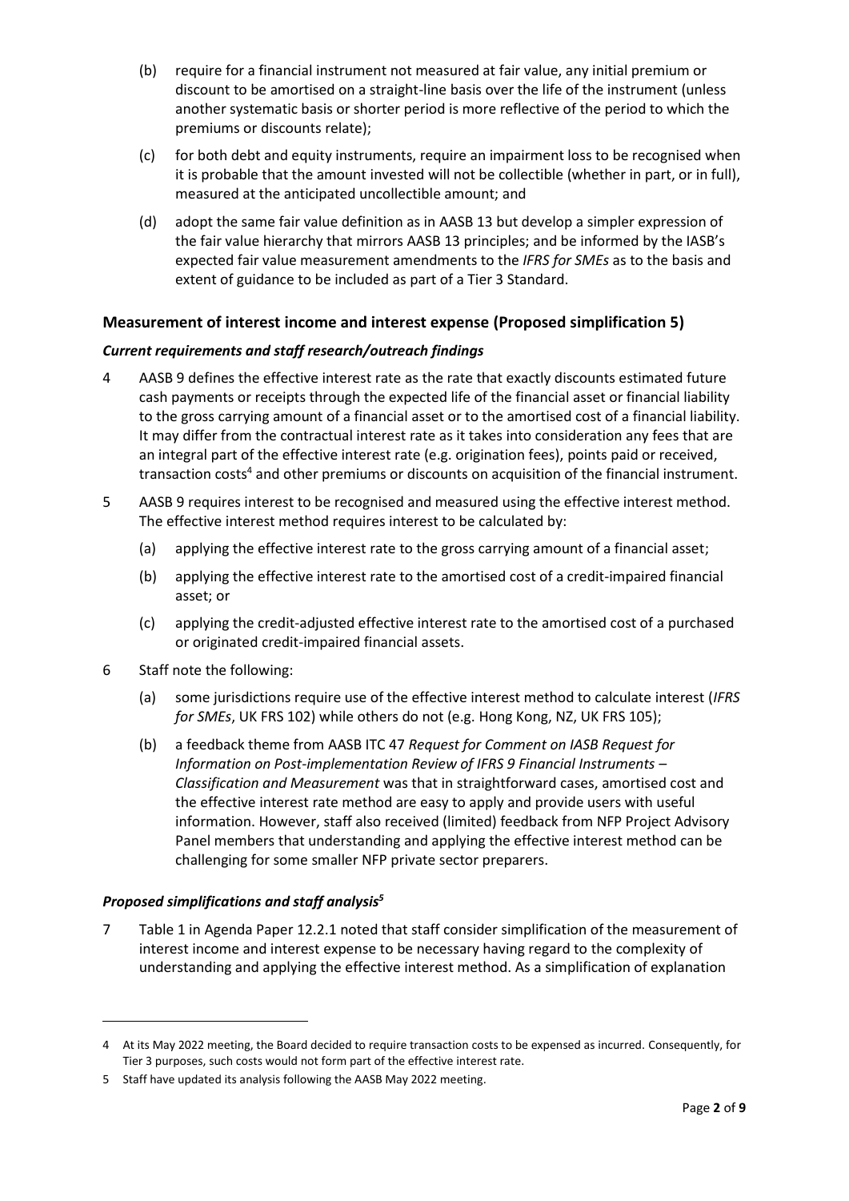(b) require for a financial instrument not measured at fair value, any initial premium or discount to be amortised on a straight-line basis over the life of the instrument (unless another systematic basis or shorter period is more reflective of the period to which the premiums or discounts relate);

(c) for both debt and equity instruments, require an impairment loss to be recognised when it is probable that the amount invested will not be collectible (whether in part, or in full), measured at the anticipated uncollectible amount; and

(d) adopt the same fair value definition as in AASB 13 but develop a simpler expression of the fair value hierarchy that mirrors AASB 13 principles; and be informed by the IASB's expected fair value measurement amendments to the *IFRS for SMEs* as to the basis and extent of guidance to be included as part of a Tier 3 Standard.

### Measurement of interest income and interest expense (Proposed simplification 5)

#### *Current requirements and staff research/outreach findings*

4 AASB 9 defines the effective interest rate as the rate that exactly discounts estimated future cash payments or receipts through the expected life of the financial asset or financial liability to the gross carrying amount of a financial asset or to the amortised cost of a financial liability. It may differ from the contractual interest rate as it takes into consideration any fees that are an integral part of the effective interest rate (e.g. origination fees), points paid or received, transaction costs[4] and other premiums or discounts on acquisition of the financial instrument.

5 AASB 9 requires interest to be recognised and measured using the effective interest method. The effective interest method requires interest to be calculated by:

(a) applying the effective interest rate to the gross carrying amount of a financial asset;

(b) applying the effective interest rate to the amortised cost of a credit-impaired financial asset; or

(c) applying the credit-adjusted effective interest rate to the amortised cost of a purchased or originated credit-impaired financial assets.

6 Staff note the following:

(a) some jurisdictions require use of the effective interest method to calculate interest (*IFRS for SMEs*, UK FRS 102) while others do not (e.g. Hong Kong, NZ, UK FRS 105);

(b) a feedback theme from AASB ITC 47 *Request for Comment on IASB Request for Information on Post-implementation Review of IFRS 9 Financial Instruments – Classification and Measurement* was that in straightforward cases, amortised cost and the effective interest rate method are easy to apply and provide users with useful information. However, staff also received (limited) feedback from NFP Project Advisory Panel members that understanding and applying the effective interest method can be challenging for some smaller NFP private sector preparers.

#### *Proposed simplifications and staff analysis[5]*

7 Table 1 in Agenda Paper 12.2.1 noted that staff consider simplification of the measurement of interest income and interest expense to be necessary having regard to the complexity of understanding and applying the effective interest method. As a simplification of explanation

---

4 At its May 2022 meeting, the Board decided to require transaction costs to be expensed as incurred. Consequently, for Tier 3 purposes, such costs would not form part of the effective interest rate.

5 Staff have updated its analysis following the AASB May 2022 meeting.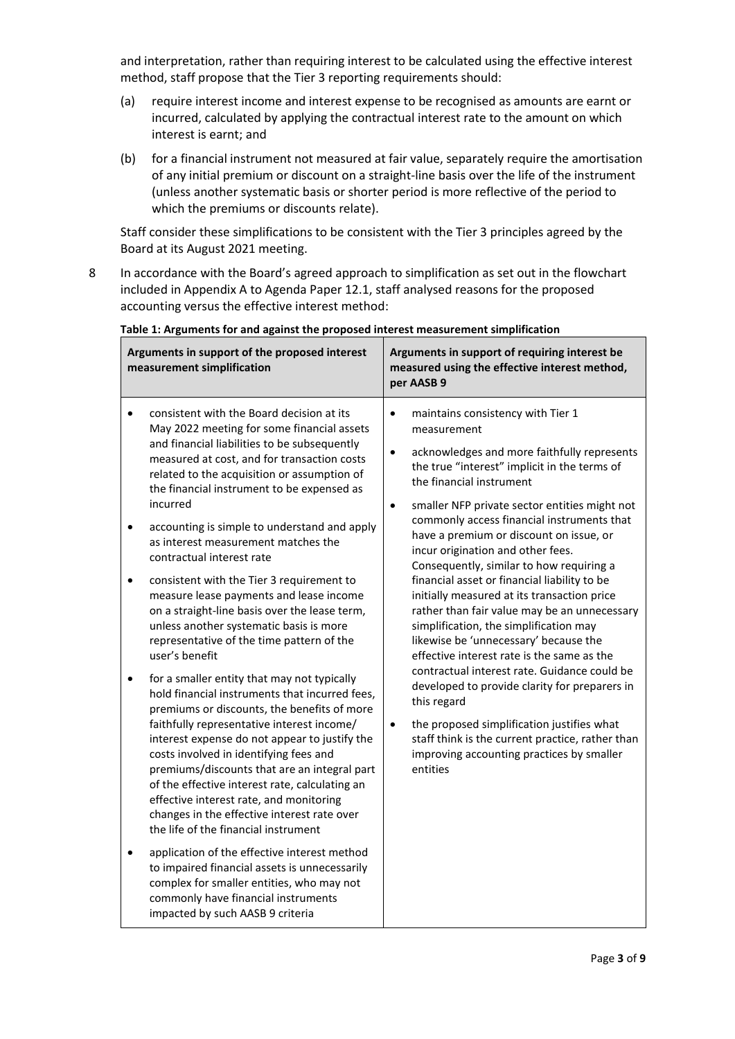and interpretation, rather than requiring interest to be calculated using the effective interest method, staff propose that the Tier 3 reporting requirements should:

(a) require interest income and interest expense to be recognised as amounts are earnt or incurred, calculated by applying the contractual interest rate to the amount on which interest is earnt; and

(b) for a financial instrument not measured at fair value, separately require the amortisation of any initial premium or discount on a straight-line basis over the life of the instrument (unless another systematic basis or shorter period is more reflective of the period to which the premiums or discounts relate).

Staff consider these simplifications to be consistent with the Tier 3 principles agreed by the Board at its August 2021 meeting.

8 In accordance with the Board's agreed approach to simplification as set out in the flowchart included in Appendix A to Agenda Paper 12.1, staff analysed reasons for the proposed accounting versus the effective interest method:

**Table 1: Arguments for and against the proposed interest measurement simplification**

| Arguments in support of the proposed interest measurement simplification | Arguments in support of requiring interest be measured using the effective interest method, per AASB 9 |
|---|---|
| • consistent with the Board decision at its May 2022 meeting for some financial assets and financial liabilities to be subsequently measured at cost, and for transaction costs related to the acquisition or assumption of the financial instrument to be expensed as incurred<br>• accounting is simple to understand and apply as interest measurement matches the contractual interest rate<br>• consistent with the Tier 3 requirement to measure lease payments and lease income on a straight-line basis over the lease term, unless another systematic basis is more representative of the time pattern of the user's benefit<br>• for a smaller entity that may not typically hold financial instruments that incurred fees, premiums or discounts, the benefits of more faithfully representative interest income/ interest expense do not appear to justify the costs involved in identifying fees and premiums/discounts that are an integral part of the effective interest rate, calculating an effective interest rate, and monitoring changes in the effective interest rate over the life of the financial instrument<br>• application of the effective interest method to impaired financial assets is unnecessarily complex for smaller entities, who may not commonly have financial instruments impacted by such AASB 9 criteria | • maintains consistency with Tier 1 measurement<br>• acknowledges and more faithfully represents the true "interest" implicit in the terms of the financial instrument<br>• smaller NFP private sector entities might not commonly access financial instruments that have a premium or discount on issue, or incur origination and other fees. Consequently, similar to how requiring a financial asset or financial liability to be initially measured at its transaction price rather than fair value may be an unnecessary simplification, the simplification may likewise be 'unnecessary' because the effective interest rate is the same as the contractual interest rate. Guidance could be developed to provide clarity for preparers in this regard<br>• the proposed simplification justifies what staff think is the current practice, rather than improving accounting practices by smaller entities |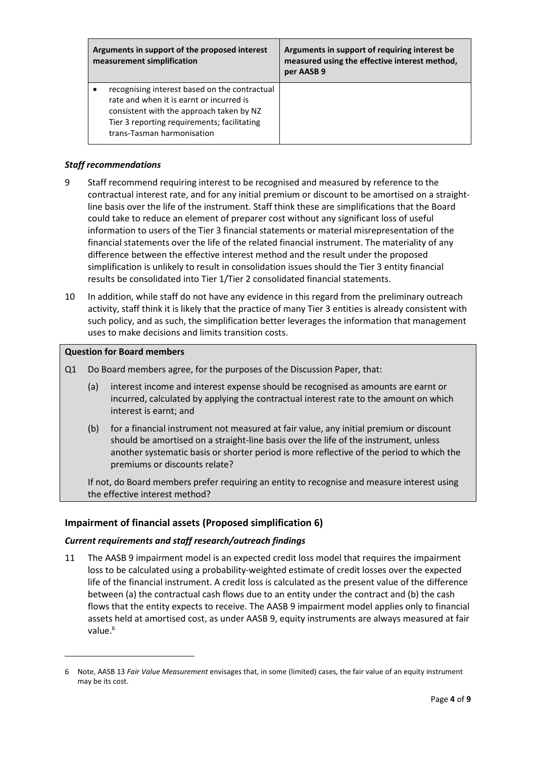| Arguments in support of the proposed interest measurement simplification | Arguments in support of requiring interest be measured using the effective interest method, per AASB 9 |
| --- | --- |
| • recognising interest based on the contractual rate and when it is earnt or incurred is consistent with the approach taken by NZ Tier 3 reporting requirements; facilitating trans-Tasman harmonisation | |

### *Staff recommendations*

9 Staff recommend requiring interest to be recognised and measured by reference to the contractual interest rate, and for any initial premium or discount to be amortised on a straight-line basis over the life of the instrument. Staff think these are simplifications that the Board could take to reduce an element of preparer cost without any significant loss of useful information to users of the Tier 3 financial statements or material misrepresentation of the financial statements over the life of the related financial instrument. The materiality of any difference between the effective interest method and the result under the proposed simplification is unlikely to result in consolidation issues should the Tier 3 entity financial results be consolidated into Tier 1/Tier 2 consolidated financial statements.

10 In addition, while staff do not have any evidence in this regard from the preliminary outreach activity, staff think it is likely that the practice of many Tier 3 entities is already consistent with such policy, and as such, the simplification better leverages the information that management uses to make decisions and limits transition costs.

**Question for Board members**

Q1 Do Board members agree, for the purposes of the Discussion Paper, that:

(a) interest income and interest expense should be recognised as amounts are earnt or incurred, calculated by applying the contractual interest rate to the amount on which interest is earnt; and

(b) for a financial instrument not measured at fair value, any initial premium or discount should be amortised on a straight-line basis over the life of the instrument, unless another systematic basis or shorter period is more reflective of the period to which the premiums or discounts relate?

If not, do Board members prefer requiring an entity to recognise and measure interest using the effective interest method?

## Impairment of financial assets (Proposed simplification 6)

### *Current requirements and staff research/outreach findings*

11 The AASB 9 impairment model is an expected credit loss model that requires the impairment loss to be calculated using a probability-weighted estimate of credit losses over the expected life of the financial instrument. A credit loss is calculated as the present value of the difference between (a) the contractual cash flows due to an entity under the contract and (b) the cash flows that the entity expects to receive. The AASB 9 impairment model applies only to financial assets held at amortised cost, as under AASB 9, equity instruments are always measured at fair value.[6]

6 Note, AASB 13 *Fair Value Measurement* envisages that, in some (limited) cases, the fair value of an equity instrument may be its cost.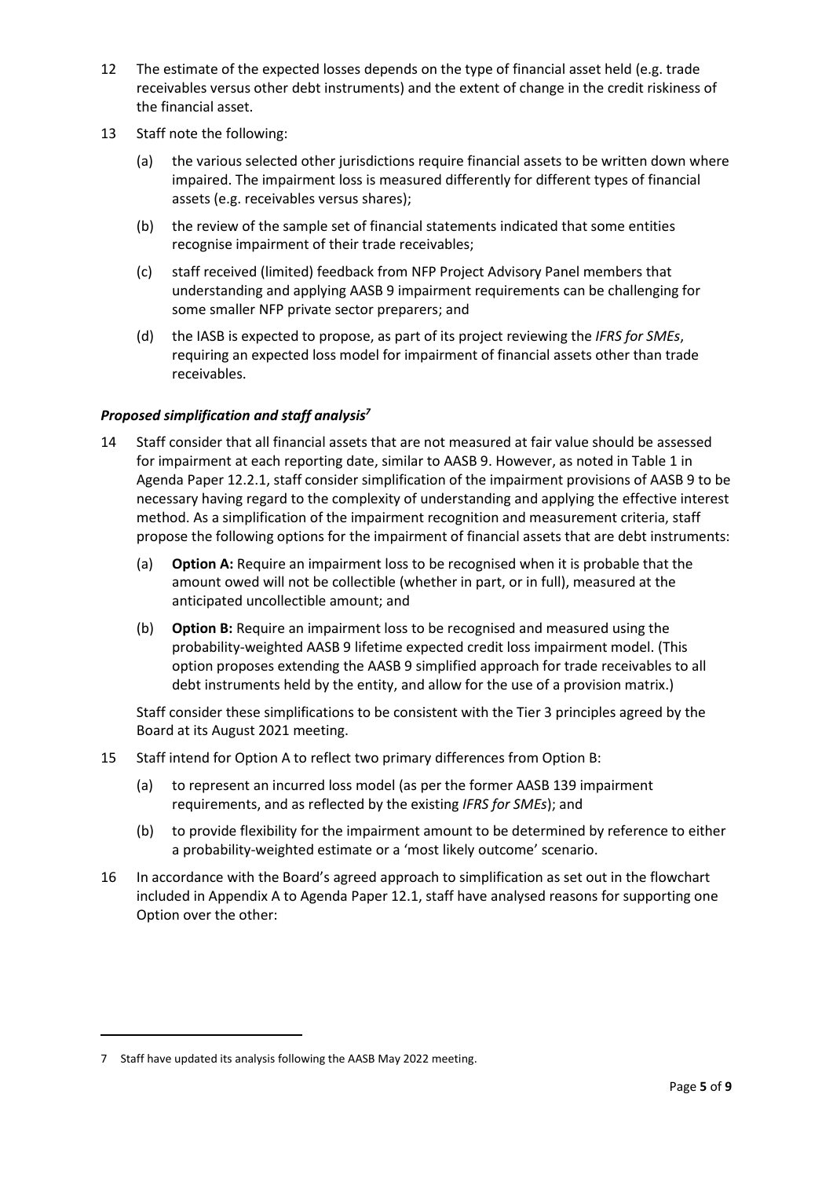12 The estimate of the expected losses depends on the type of financial asset held (e.g. trade receivables versus other debt instruments) and the extent of change in the credit riskiness of the financial asset.

13 Staff note the following:

(a) the various selected other jurisdictions require financial assets to be written down where impaired. The impairment loss is measured differently for different types of financial assets (e.g. receivables versus shares);

(b) the review of the sample set of financial statements indicated that some entities recognise impairment of their trade receivables;

(c) staff received (limited) feedback from NFP Project Advisory Panel members that understanding and applying AASB 9 impairment requirements can be challenging for some smaller NFP private sector preparers; and

(d) the IASB is expected to propose, as part of its project reviewing the *IFRS for SMEs*, requiring an expected loss model for impairment of financial assets other than trade receivables.

### *Proposed simplification and staff analysis*[7]

14 Staff consider that all financial assets that are not measured at fair value should be assessed for impairment at each reporting date, similar to AASB 9. However, as noted in Table 1 in Agenda Paper 12.2.1, staff consider simplification of the impairment provisions of AASB 9 to be necessary having regard to the complexity of understanding and applying the effective interest method. As a simplification of the impairment recognition and measurement criteria, staff propose the following options for the impairment of financial assets that are debt instruments:

(a) **Option A:** Require an impairment loss to be recognised when it is probable that the amount owed will not be collectible (whether in part, or in full), measured at the anticipated uncollectible amount; and

(b) **Option B:** Require an impairment loss to be recognised and measured using the probability-weighted AASB 9 lifetime expected credit loss impairment model. (This option proposes extending the AASB 9 simplified approach for trade receivables to all debt instruments held by the entity, and allow for the use of a provision matrix.)

Staff consider these simplifications to be consistent with the Tier 3 principles agreed by the Board at its August 2021 meeting.

15 Staff intend for Option A to reflect two primary differences from Option B:

(a) to represent an incurred loss model (as per the former AASB 139 impairment requirements, and as reflected by the existing *IFRS for SMEs*); and

(b) to provide flexibility for the impairment amount to be determined by reference to either a probability-weighted estimate or a 'most likely outcome' scenario.

16 In accordance with the Board's agreed approach to simplification as set out in the flowchart included in Appendix A to Agenda Paper 12.1, staff have analysed reasons for supporting one Option over the other:

---

7 Staff have updated its analysis following the AASB May 2022 meeting.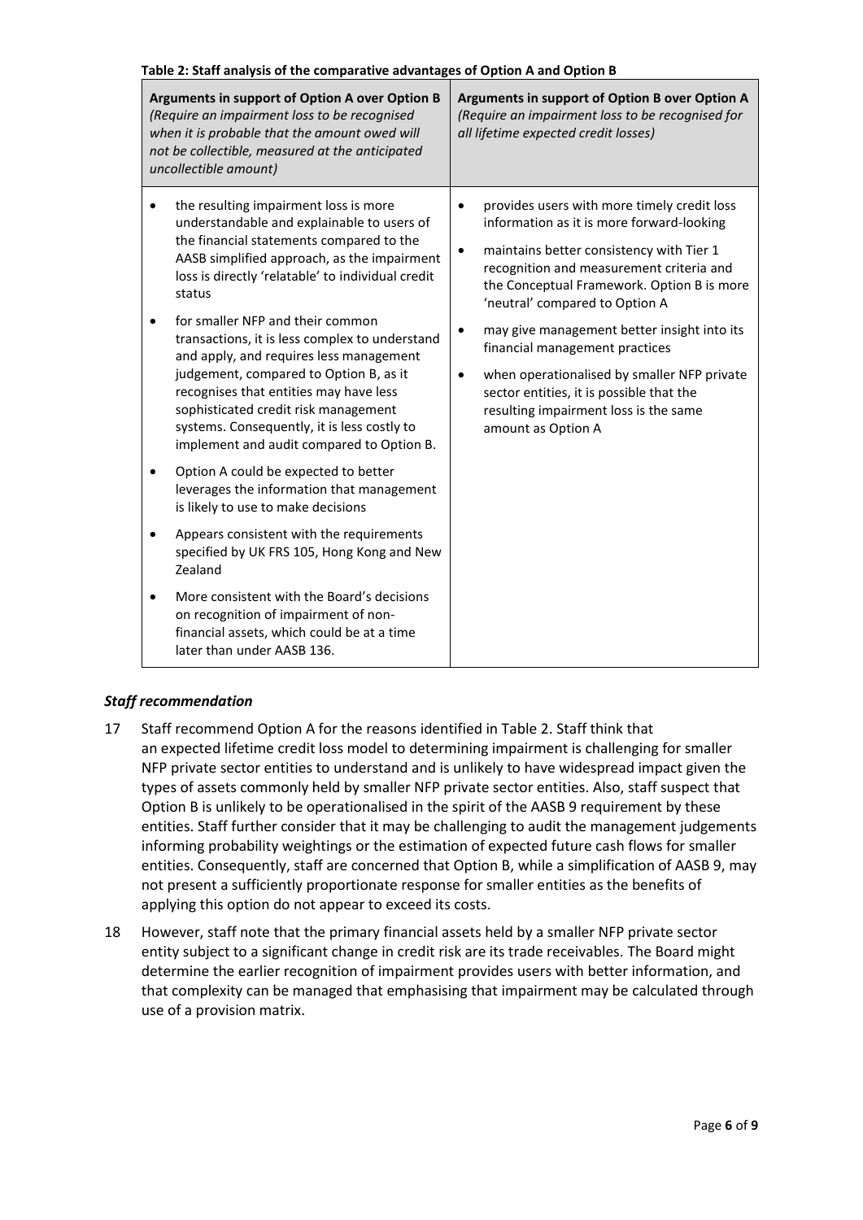**Table 2: Staff analysis of the comparative advantages of Option A and Option B**

| **Arguments in support of Option A over Option B** *(Require an impairment loss to be recognised when it is probable that the amount owed will not be collectible, measured at the anticipated uncollectible amount)* | **Arguments in support of Option B over Option A** *(Require an impairment loss to be recognised for all lifetime expected credit losses)* |
|---|---|
| • the resulting impairment loss is more understandable and explainable to users of the financial statements compared to the AASB simplified approach, as the impairment loss is directly 'relatable' to individual credit status<br>• for smaller NFP and their common transactions, it is less complex to understand and apply, and requires less management judgement, compared to Option B, as it recognises that entities may have less sophisticated credit risk management systems. Consequently, it is less costly to implement and audit compared to Option B.<br>• Option A could be expected to better leverages the information that management is likely to use to make decisions<br>• Appears consistent with the requirements specified by UK FRS 105, Hong Kong and New Zealand<br>• More consistent with the Board's decisions on recognition of impairment of non-financial assets, which could be at a time later than under AASB 136. | • provides users with more timely credit loss information as it is more forward-looking<br>• maintains better consistency with Tier 1 recognition and measurement criteria and the Conceptual Framework. Option B is more 'neutral' compared to Option A<br>• may give management better insight into its financial management practices<br>• when operationalised by smaller NFP private sector entities, it is possible that the resulting impairment loss is the same amount as Option A |

### *Staff recommendation*

17 Staff recommend Option A for the reasons identified in Table 2. Staff think that an expected lifetime credit loss model to determining impairment is challenging for smaller NFP private sector entities to understand and is unlikely to have widespread impact given the types of assets commonly held by smaller NFP private sector entities. Also, staff suspect that Option B is unlikely to be operationalised in the spirit of the AASB 9 requirement by these entities. Staff further consider that it may be challenging to audit the management judgements informing probability weightings or the estimation of expected future cash flows for smaller entities. Consequently, staff are concerned that Option B, while a simplification of AASB 9, may not present a sufficiently proportionate response for smaller entities as the benefits of applying this option do not appear to exceed its costs.

18 However, staff note that the primary financial assets held by a smaller NFP private sector entity subject to a significant change in credit risk are its trade receivables. The Board might determine the earlier recognition of impairment provides users with better information, and that complexity can be managed that emphasising that impairment may be calculated through use of a provision matrix.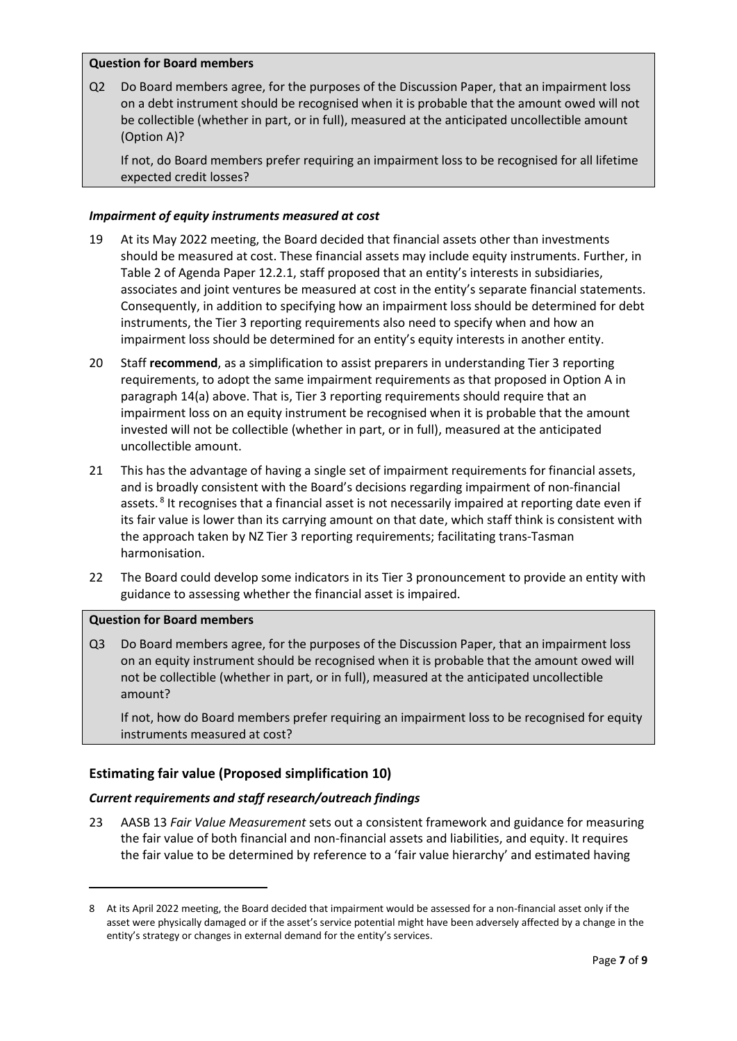**Question for Board members**

Q2 Do Board members agree, for the purposes of the Discussion Paper, that an impairment loss on a debt instrument should be recognised when it is probable that the amount owed will not be collectible (whether in part, or in full), measured at the anticipated uncollectible amount (Option A)?

If not, do Board members prefer requiring an impairment loss to be recognised for all lifetime expected credit losses?

### *Impairment of equity instruments measured at cost*

19 At its May 2022 meeting, the Board decided that financial assets other than investments should be measured at cost. These financial assets may include equity instruments. Further, in Table 2 of Agenda Paper 12.2.1, staff proposed that an entity's interests in subsidiaries, associates and joint ventures be measured at cost in the entity's separate financial statements. Consequently, in addition to specifying how an impairment loss should be determined for debt instruments, the Tier 3 reporting requirements also need to specify when and how an impairment loss should be determined for an entity's equity interests in another entity.

20 Staff **recommend**, as a simplification to assist preparers in understanding Tier 3 reporting requirements, to adopt the same impairment requirements as that proposed in Option A in paragraph 14(a) above. That is, Tier 3 reporting requirements should require that an impairment loss on an equity instrument be recognised when it is probable that the amount invested will not be collectible (whether in part, or in full), measured at the anticipated uncollectible amount.

21 This has the advantage of having a single set of impairment requirements for financial assets, and is broadly consistent with the Board's decisions regarding impairment of non-financial assets.[8] It recognises that a financial asset is not necessarily impaired at reporting date even if its fair value is lower than its carrying amount on that date, which staff think is consistent with the approach taken by NZ Tier 3 reporting requirements; facilitating trans-Tasman harmonisation.

22 The Board could develop some indicators in its Tier 3 pronouncement to provide an entity with guidance to assessing whether the financial asset is impaired.

**Question for Board members**

Q3 Do Board members agree, for the purposes of the Discussion Paper, that an impairment loss on an equity instrument should be recognised when it is probable that the amount owed will not be collectible (whether in part, or in full), measured at the anticipated uncollectible amount?

If not, how do Board members prefer requiring an impairment loss to be recognised for equity instruments measured at cost?

## Estimating fair value (Proposed simplification 10)

### *Current requirements and staff research/outreach findings*

23 AASB 13 *Fair Value Measurement* sets out a consistent framework and guidance for measuring the fair value of both financial and non-financial assets and liabilities, and equity. It requires the fair value to be determined by reference to a 'fair value hierarchy' and estimated having

8 At its April 2022 meeting, the Board decided that impairment would be assessed for a non-financial asset only if the asset were physically damaged or if the asset's service potential might have been adversely affected by a change in the entity's strategy or changes in external demand for the entity's services.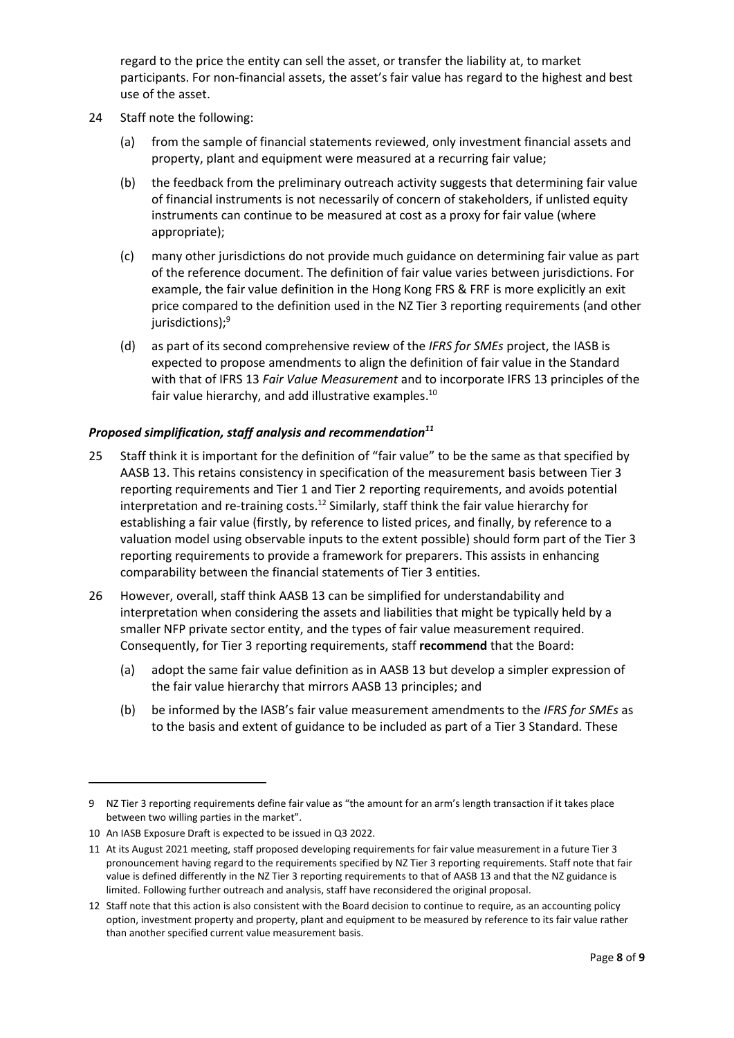regard to the price the entity can sell the asset, or transfer the liability at, to market participants. For non-financial assets, the asset's fair value has regard to the highest and best use of the asset.

24 Staff note the following:

(a) from the sample of financial statements reviewed, only investment financial assets and property, plant and equipment were measured at a recurring fair value;

(b) the feedback from the preliminary outreach activity suggests that determining fair value of financial instruments is not necessarily of concern of stakeholders, if unlisted equity instruments can continue to be measured at cost as a proxy for fair value (where appropriate);

(c) many other jurisdictions do not provide much guidance on determining fair value as part of the reference document. The definition of fair value varies between jurisdictions. For example, the fair value definition in the Hong Kong FRS & FRF is more explicitly an exit price compared to the definition used in the NZ Tier 3 reporting requirements (and other jurisdictions);[9]

(d) as part of its second comprehensive review of the *IFRS for SMEs* project, the IASB is expected to propose amendments to align the definition of fair value in the Standard with that of IFRS 13 *Fair Value Measurement* and to incorporate IFRS 13 principles of the fair value hierarchy, and add illustrative examples.[10]

### *Proposed simplification, staff analysis and recommendation[11]*

25 Staff think it is important for the definition of "fair value" to be the same as that specified by AASB 13. This retains consistency in specification of the measurement basis between Tier 3 reporting requirements and Tier 1 and Tier 2 reporting requirements, and avoids potential interpretation and re-training costs.[12] Similarly, staff think the fair value hierarchy for establishing a fair value (firstly, by reference to listed prices, and finally, by reference to a valuation model using observable inputs to the extent possible) should form part of the Tier 3 reporting requirements to provide a framework for preparers. This assists in enhancing comparability between the financial statements of Tier 3 entities.

26 However, overall, staff think AASB 13 can be simplified for understandability and interpretation when considering the assets and liabilities that might be typically held by a smaller NFP private sector entity, and the types of fair value measurement required. Consequently, for Tier 3 reporting requirements, staff **recommend** that the Board:

(a) adopt the same fair value definition as in AASB 13 but develop a simpler expression of the fair value hierarchy that mirrors AASB 13 principles; and

(b) be informed by the IASB's fair value measurement amendments to the *IFRS for SMEs* as to the basis and extent of guidance to be included as part of a Tier 3 Standard. These

---

9 NZ Tier 3 reporting requirements define fair value as "the amount for an arm's length transaction if it takes place between two willing parties in the market".

10 An IASB Exposure Draft is expected to be issued in Q3 2022.

11 At its August 2021 meeting, staff proposed developing requirements for fair value measurement in a future Tier 3 pronouncement having regard to the requirements specified by NZ Tier 3 reporting requirements. Staff note that fair value is defined differently in the NZ Tier 3 reporting requirements to that of AASB 13 and that the NZ guidance is limited. Following further outreach and analysis, staff have reconsidered the original proposal.

12 Staff note that this action is also consistent with the Board decision to continue to require, as an accounting policy option, investment property and property, plant and equipment to be measured by reference to its fair value rather than another specified current value measurement basis.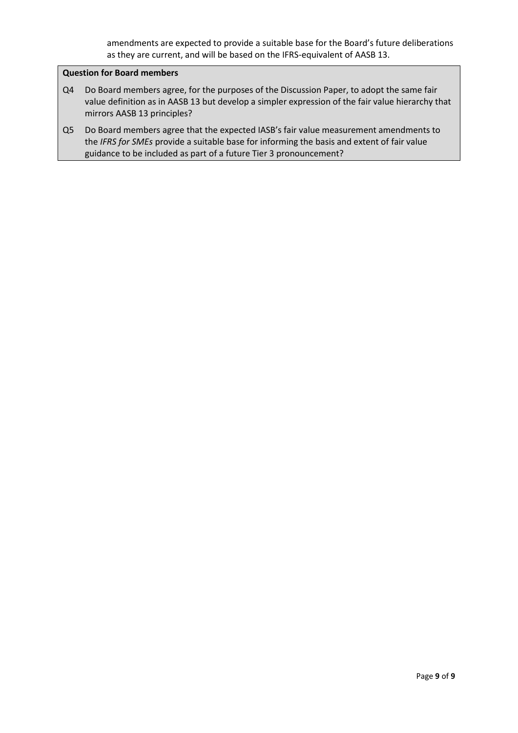amendments are expected to provide a suitable base for the Board's future deliberations as they are current, and will be based on the IFRS-equivalent of AASB 13.

**Question for Board members**

Q4 Do Board members agree, for the purposes of the Discussion Paper, to adopt the same fair value definition as in AASB 13 but develop a simpler expression of the fair value hierarchy that mirrors AASB 13 principles?

Q5 Do Board members agree that the expected IASB's fair value measurement amendments to the *IFRS for SMEs* provide a suitable base for informing the basis and extent of fair value guidance to be included as part of a future Tier 3 pronouncement?